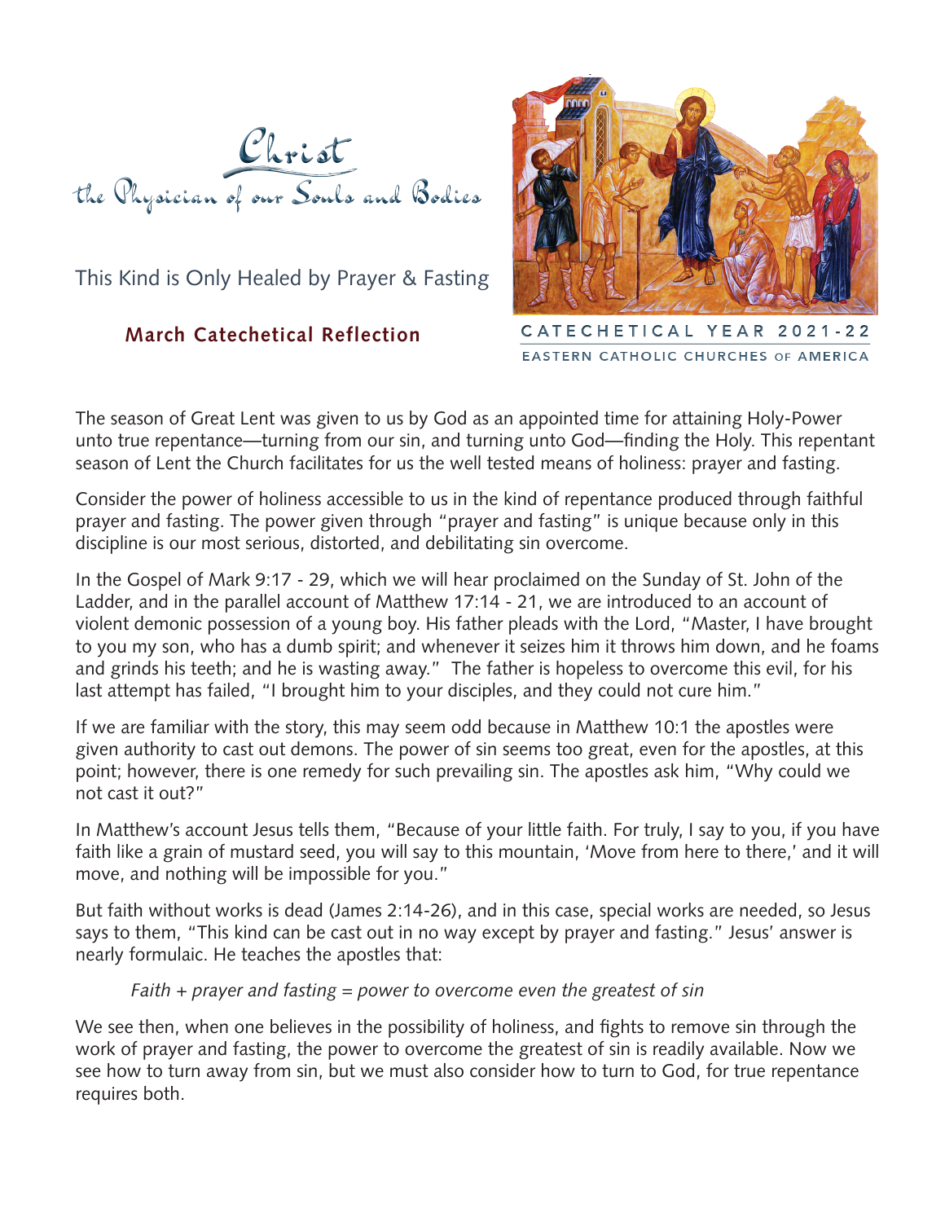# Christ
## the Physician of our Souls and Bodies

This Kind is Only Healed by Prayer & Fasting

**March Catechetical Reflection**

CATECHETICAL YEAR 2021-22

EASTERN CATHOLIC CHURCHES OF AMERICA

The season of Great Lent was given to us by God as an appointed time for attaining Holy-Power unto true repentance—turning from our sin, and turning unto God—finding the Holy. This repentant season of Lent the Church facilitates for us the well tested means of holiness: prayer and fasting.

Consider the power of holiness accessible to us in the kind of repentance produced through faithful prayer and fasting. The power given through "prayer and fasting" is unique because only in this discipline is our most serious, distorted, and debilitating sin overcome.

In the Gospel of Mark 9:17 - 29, which we will hear proclaimed on the Sunday of St. John of the Ladder, and in the parallel account of Matthew 17:14 - 21, we are introduced to an account of violent demonic possession of a young boy. His father pleads with the Lord, "Master, I have brought to you my son, who has a dumb spirit; and whenever it seizes him it throws him down, and he foams and grinds his teeth; and he is wasting away." The father is hopeless to overcome this evil, for his last attempt has failed, "I brought him to your disciples, and they could not cure him."

If we are familiar with the story, this may seem odd because in Matthew 10:1 the apostles were given authority to cast out demons. The power of sin seems too great, even for the apostles, at this point; however, there is one remedy for such prevailing sin. The apostles ask him, "Why could we not cast it out?"

In Matthew's account Jesus tells them, "Because of your little faith. For truly, I say to you, if you have faith like a grain of mustard seed, you will say to this mountain, 'Move from here to there,' and it will move, and nothing will be impossible for you."

But faith without works is dead (James 2:14-26), and in this case, special works are needed, so Jesus says to them, "This kind can be cast out in no way except by prayer and fasting." Jesus' answer is nearly formulaic. He teaches the apostles that:

*Faith + prayer and fasting = power to overcome even the greatest of sin*

We see then, when one believes in the possibility of holiness, and fights to remove sin through the work of prayer and fasting, the power to overcome the greatest of sin is readily available. Now we see how to turn away from sin, but we must also consider how to turn to God, for true repentance requires both.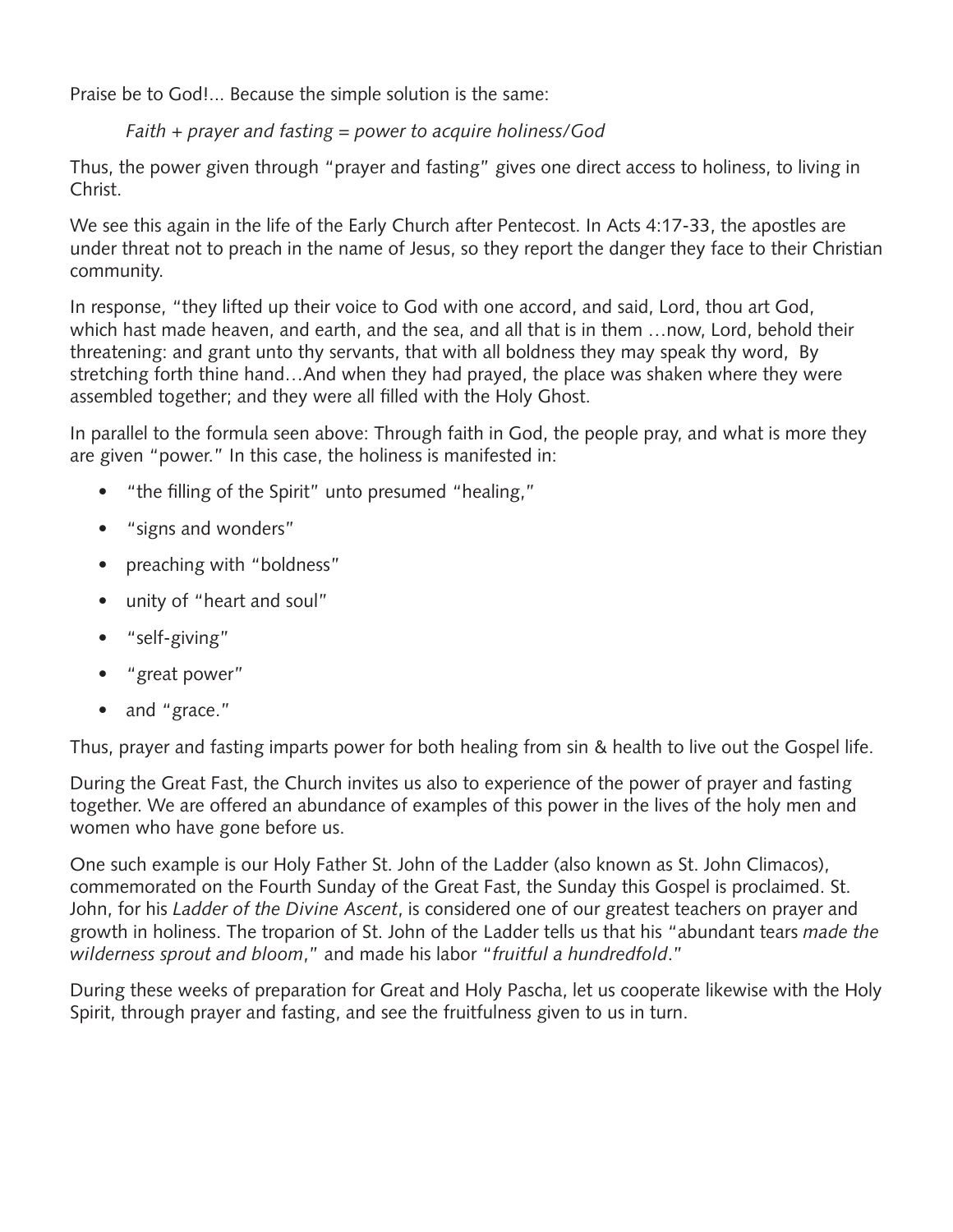Praise be to God!... Because the simple solution is the same:

*Faith + prayer and fasting = power to acquire holiness/God*

Thus, the power given through "prayer and fasting" gives one direct access to holiness, to living in Christ.

We see this again in the life of the Early Church after Pentecost. In Acts 4:17-33, the apostles are under threat not to preach in the name of Jesus, so they report the danger they face to their Christian community.

In response, "they lifted up their voice to God with one accord, and said, Lord, thou art God, which hast made heaven, and earth, and the sea, and all that is in them …now, Lord, behold their threatening: and grant unto thy servants, that with all boldness they may speak thy word, By stretching forth thine hand…And when they had prayed, the place was shaken where they were assembled together; and they were all filled with the Holy Ghost.

In parallel to the formula seen above: Through faith in God, the people pray, and what is more they are given "power." In this case, the holiness is manifested in:

- "the filling of the Spirit" unto presumed "healing,"
- "signs and wonders"
- preaching with "boldness"
- unity of "heart and soul"
- "self-giving"
- "great power"
- and "grace."

Thus, prayer and fasting imparts power for both healing from sin & health to live out the Gospel life.

During the Great Fast, the Church invites us also to experience of the power of prayer and fasting together. We are offered an abundance of examples of this power in the lives of the holy men and women who have gone before us.

One such example is our Holy Father St. John of the Ladder (also known as St. John Climacos), commemorated on the Fourth Sunday of the Great Fast, the Sunday this Gospel is proclaimed. St. John, for his *Ladder of the Divine Ascent*, is considered one of our greatest teachers on prayer and growth in holiness. The troparion of St. John of the Ladder tells us that his "abundant tears *made the wilderness sprout and bloom*," and made his labor "*fruitful a hundredfold*."

During these weeks of preparation for Great and Holy Pascha, let us cooperate likewise with the Holy Spirit, through prayer and fasting, and see the fruitfulness given to us in turn.